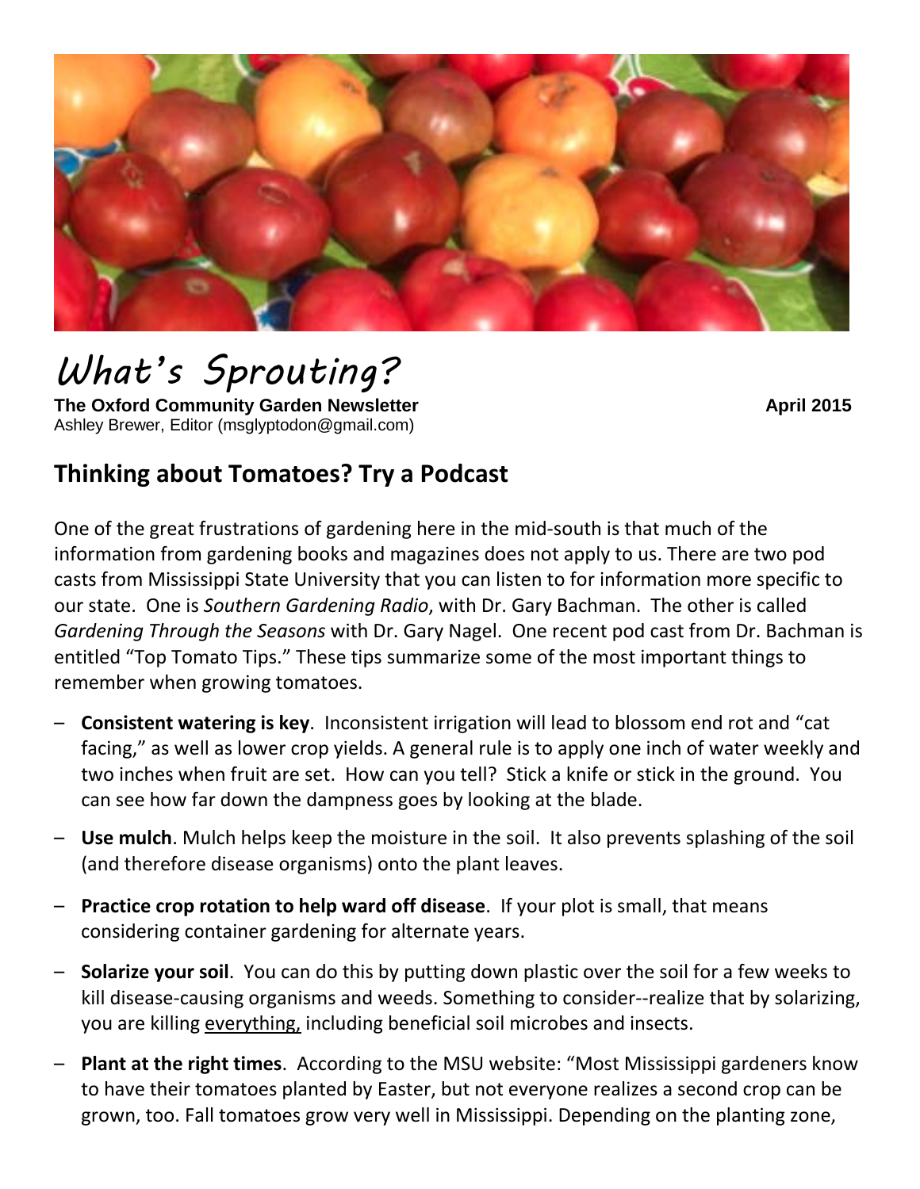# What's Sprouting?

**The Oxford Community Garden Newsletter** **April 2015**

Ashley Brewer, Editor (msglyptodon@gmail.com)

## Thinking about Tomatoes? Try a Podcast

One of the great frustrations of gardening here in the mid-south is that much of the information from gardening books and magazines does not apply to us. There are two pod casts from Mississippi State University that you can listen to for information more specific to our state. One is *Southern Gardening Radio*, with Dr. Gary Bachman. The other is called *Gardening Through the Seasons* with Dr. Gary Nagel. One recent pod cast from Dr. Bachman is entitled "Top Tomato Tips." These tips summarize some of the most important things to remember when growing tomatoes.

- **Consistent watering is key**. Inconsistent irrigation will lead to blossom end rot and "cat facing," as well as lower crop yields. A general rule is to apply one inch of water weekly and two inches when fruit are set. How can you tell? Stick a knife or stick in the ground. You can see how far down the dampness goes by looking at the blade.
- **Use mulch**. Mulch helps keep the moisture in the soil. It also prevents splashing of the soil (and therefore disease organisms) onto the plant leaves.
- **Practice crop rotation to help ward off disease**. If your plot is small, that means considering container gardening for alternate years.
- **Solarize your soil**. You can do this by putting down plastic over the soil for a few weeks to kill disease-causing organisms and weeds. Something to consider--realize that by solarizing, you are killing <u>everything,</u> including beneficial soil microbes and insects.
- **Plant at the right times**. According to the MSU website: "Most Mississippi gardeners know to have their tomatoes planted by Easter, but not everyone realizes a second crop can be grown, too. Fall tomatoes grow very well in Mississippi. Depending on the planting zone,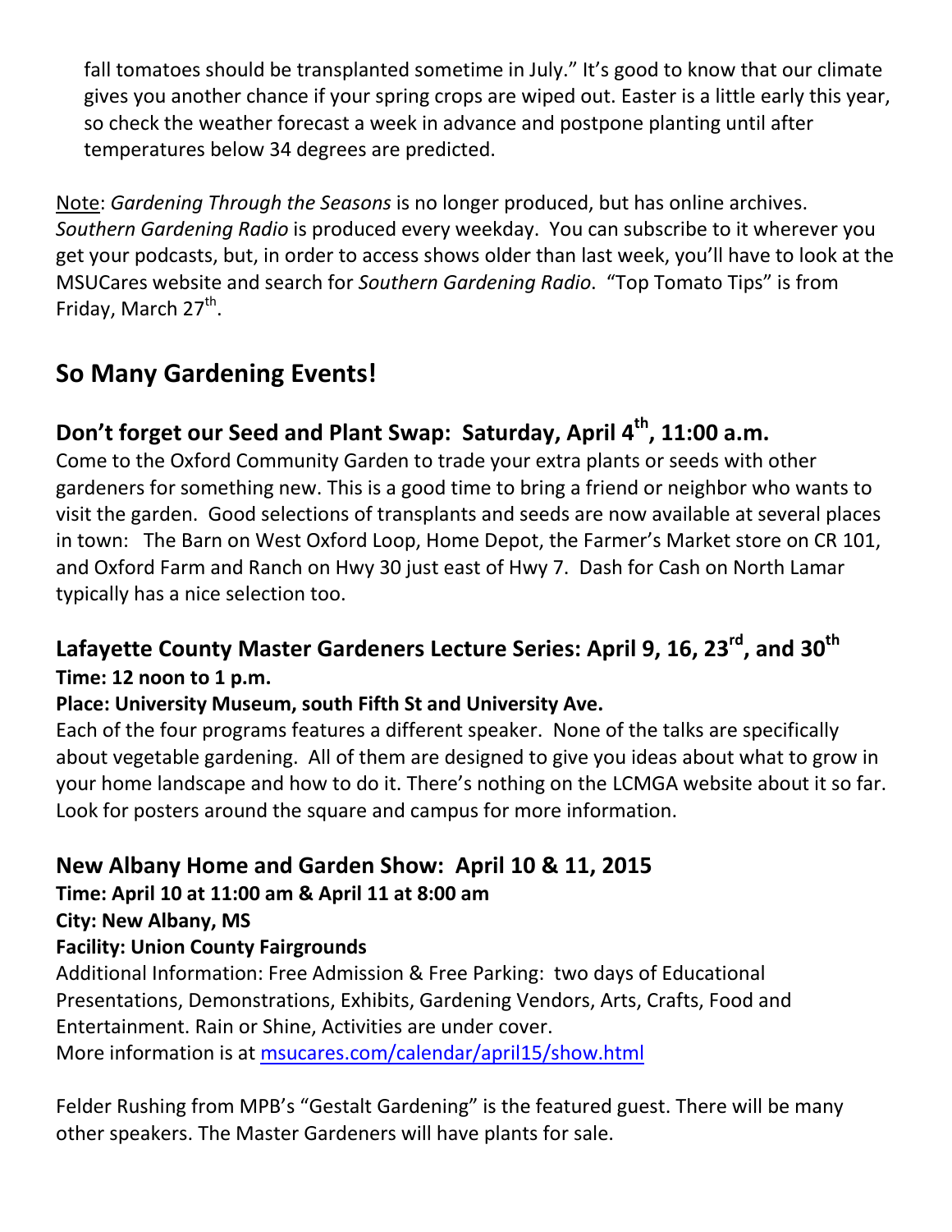fall tomatoes should be transplanted sometime in July." It's good to know that our climate gives you another chance if your spring crops are wiped out. Easter is a little early this year, so check the weather forecast a week in advance and postpone planting until after temperatures below 34 degrees are predicted.

Note: *Gardening Through the Seasons* is no longer produced, but has online archives. *Southern Gardening Radio* is produced every weekday. You can subscribe to it wherever you get your podcasts, but, in order to access shows older than last week, you'll have to look at the MSUCares website and search for *Southern Gardening Radio*. "Top Tomato Tips" is from Friday, March 27th.

## So Many Gardening Events!

### Don't forget our Seed and Plant Swap: Saturday, April 4th, 11:00 a.m.

Come to the Oxford Community Garden to trade your extra plants or seeds with other gardeners for something new. This is a good time to bring a friend or neighbor who wants to visit the garden. Good selections of transplants and seeds are now available at several places in town: The Barn on West Oxford Loop, Home Depot, the Farmer's Market store on CR 101, and Oxford Farm and Ranch on Hwy 30 just east of Hwy 7. Dash for Cash on North Lamar typically has a nice selection too.

### Lafayette County Master Gardeners Lecture Series: April 9, 16, 23rd, and 30th

**Time: 12 noon to 1 p.m.**

**Place: University Museum, south Fifth St and University Ave.**

Each of the four programs features a different speaker. None of the talks are specifically about vegetable gardening. All of them are designed to give you ideas about what to grow in your home landscape and how to do it. There's nothing on the LCMGA website about it so far. Look for posters around the square and campus for more information.

### New Albany Home and Garden Show: April 10 & 11, 2015

**Time: April 10 at 11:00 am & April 11 at 8:00 am**

**City: New Albany, MS**

**Facility: Union County Fairgrounds**

Additional Information: Free Admission & Free Parking: two days of Educational Presentations, Demonstrations, Exhibits, Gardening Vendors, Arts, Crafts, Food and Entertainment. Rain or Shine, Activities are under cover.
More information is at [msucares.com/calendar/april15/show.html](msucares.com/calendar/april15/show.html)

Felder Rushing from MPB's "Gestalt Gardening" is the featured guest. There will be many other speakers. The Master Gardeners will have plants for sale.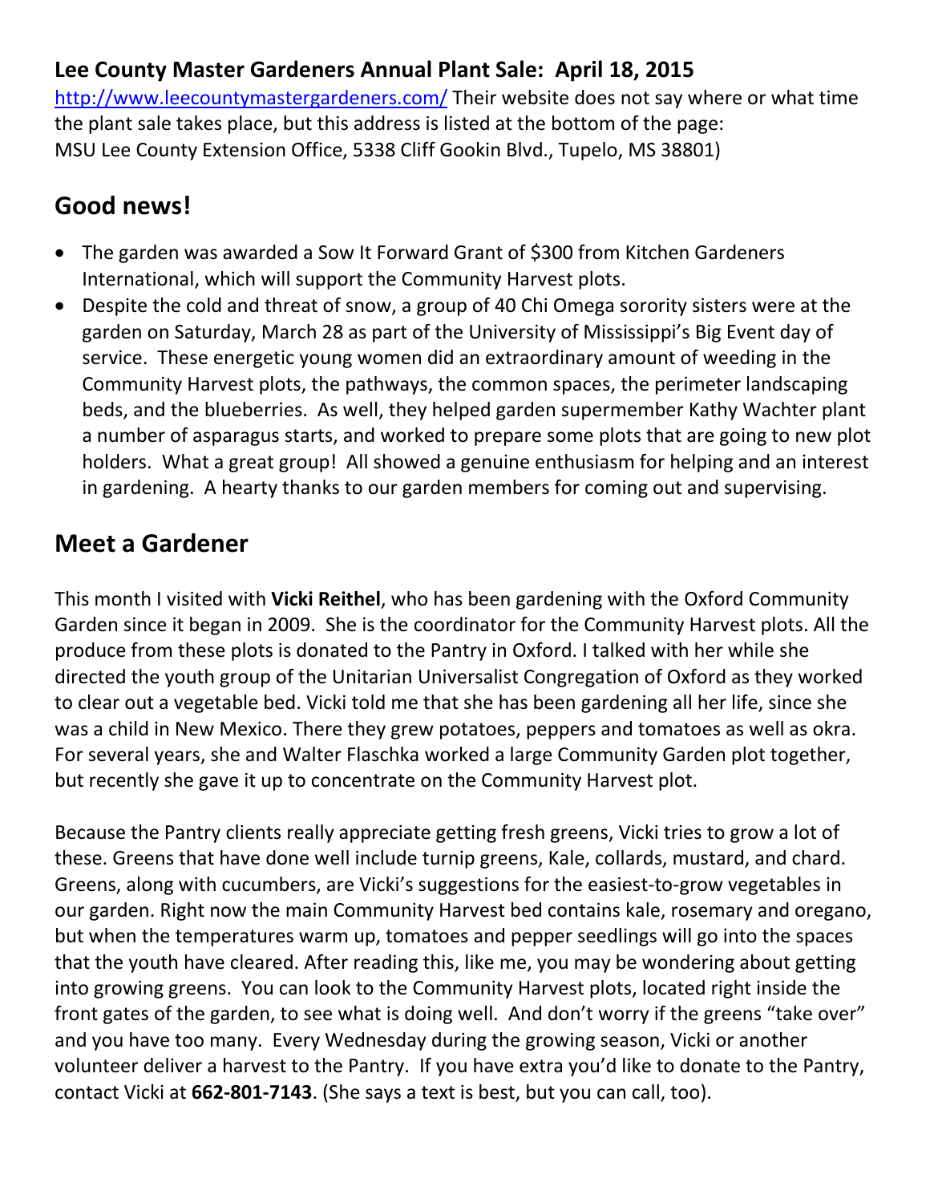**Lee County Master Gardeners Annual Plant Sale: April 18, 2015**

http://www.leecountymastergardeners.com/ Their website does not say where or what time the plant sale takes place, but this address is listed at the bottom of the page: MSU Lee County Extension Office, 5338 Cliff Gookin Blvd., Tupelo, MS 38801)

## Good news!

- The garden was awarded a Sow It Forward Grant of $300 from Kitchen Gardeners International, which will support the Community Harvest plots.
- Despite the cold and threat of snow, a group of 40 Chi Omega sorority sisters were at the garden on Saturday, March 28 as part of the University of Mississippi's Big Event day of service. These energetic young women did an extraordinary amount of weeding in the Community Harvest plots, the pathways, the common spaces, the perimeter landscaping beds, and the blueberries. As well, they helped garden supermember Kathy Wachter plant a number of asparagus starts, and worked to prepare some plots that are going to new plot holders. What a great group! All showed a genuine enthusiasm for helping and an interest in gardening. A hearty thanks to our garden members for coming out and supervising.

## Meet a Gardener

This month I visited with **Vicki Reithel**, who has been gardening with the Oxford Community Garden since it began in 2009. She is the coordinator for the Community Harvest plots. All the produce from these plots is donated to the Pantry in Oxford. I talked with her while she directed the youth group of the Unitarian Universalist Congregation of Oxford as they worked to clear out a vegetable bed. Vicki told me that she has been gardening all her life, since she was a child in New Mexico. There they grew potatoes, peppers and tomatoes as well as okra. For several years, she and Walter Flaschka worked a large Community Garden plot together, but recently she gave it up to concentrate on the Community Harvest plot.

Because the Pantry clients really appreciate getting fresh greens, Vicki tries to grow a lot of these. Greens that have done well include turnip greens, Kale, collards, mustard, and chard. Greens, along with cucumbers, are Vicki's suggestions for the easiest-to-grow vegetables in our garden. Right now the main Community Harvest bed contains kale, rosemary and oregano, but when the temperatures warm up, tomatoes and pepper seedlings will go into the spaces that the youth have cleared. After reading this, like me, you may be wondering about getting into growing greens. You can look to the Community Harvest plots, located right inside the front gates of the garden, to see what is doing well. And don't worry if the greens "take over" and you have too many. Every Wednesday during the growing season, Vicki or another volunteer deliver a harvest to the Pantry. If you have extra you'd like to donate to the Pantry, contact Vicki at **662-801-7143**. (She says a text is best, but you can call, too).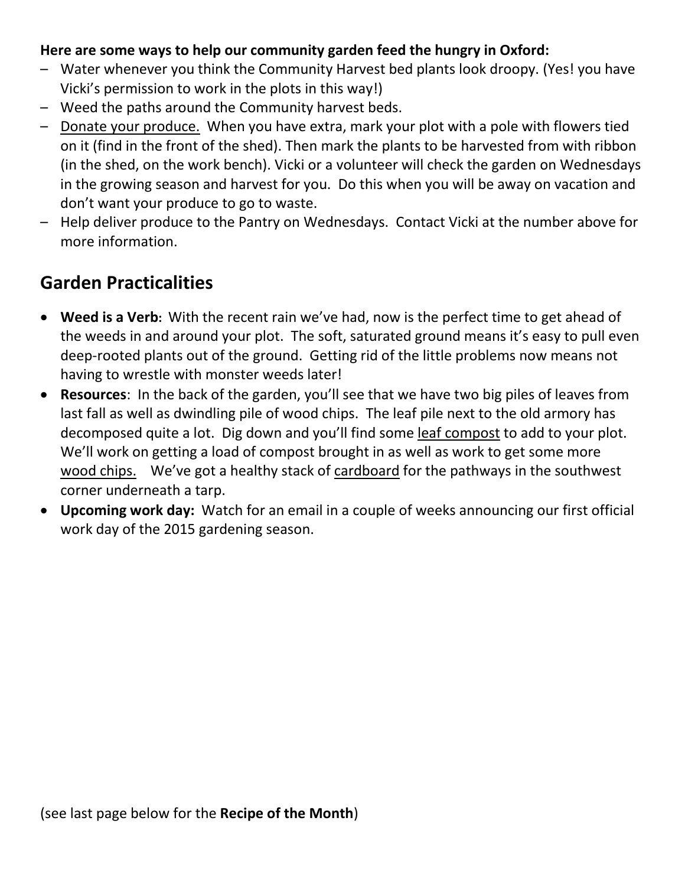**Here are some ways to help our community garden feed the hungry in Oxford:**

- Water whenever you think the Community Harvest bed plants look droopy. (Yes! you have Vicki's permission to work in the plots in this way!)
- Weed the paths around the Community harvest beds.
- <u>Donate your produce.</u> When you have extra, mark your plot with a pole with flowers tied on it (find in the front of the shed). Then mark the plants to be harvested from with ribbon (in the shed, on the work bench). Vicki or a volunteer will check the garden on Wednesdays in the growing season and harvest for you. Do this when you will be away on vacation and don't want your produce to go to waste.
- Help deliver produce to the Pantry on Wednesdays. Contact Vicki at the number above for more information.

## Garden Practicalities

- **Weed is a Verb:** With the recent rain we've had, now is the perfect time to get ahead of the weeds in and around your plot. The soft, saturated ground means it's easy to pull even deep-rooted plants out of the ground. Getting rid of the little problems now means not having to wrestle with monster weeds later!
- **Resources**: In the back of the garden, you'll see that we have two big piles of leaves from last fall as well as dwindling pile of wood chips. The leaf pile next to the old armory has decomposed quite a lot. Dig down and you'll find some <u>leaf compost</u> to add to your plot. We'll work on getting a load of compost brought in as well as work to get some more <u>wood chips.</u> We've got a healthy stack of <u>cardboard</u> for the pathways in the southwest corner underneath a tarp.
- **Upcoming work day:** Watch for an email in a couple of weeks announcing our first official work day of the 2015 gardening season.

(see last page below for the **Recipe of the Month**)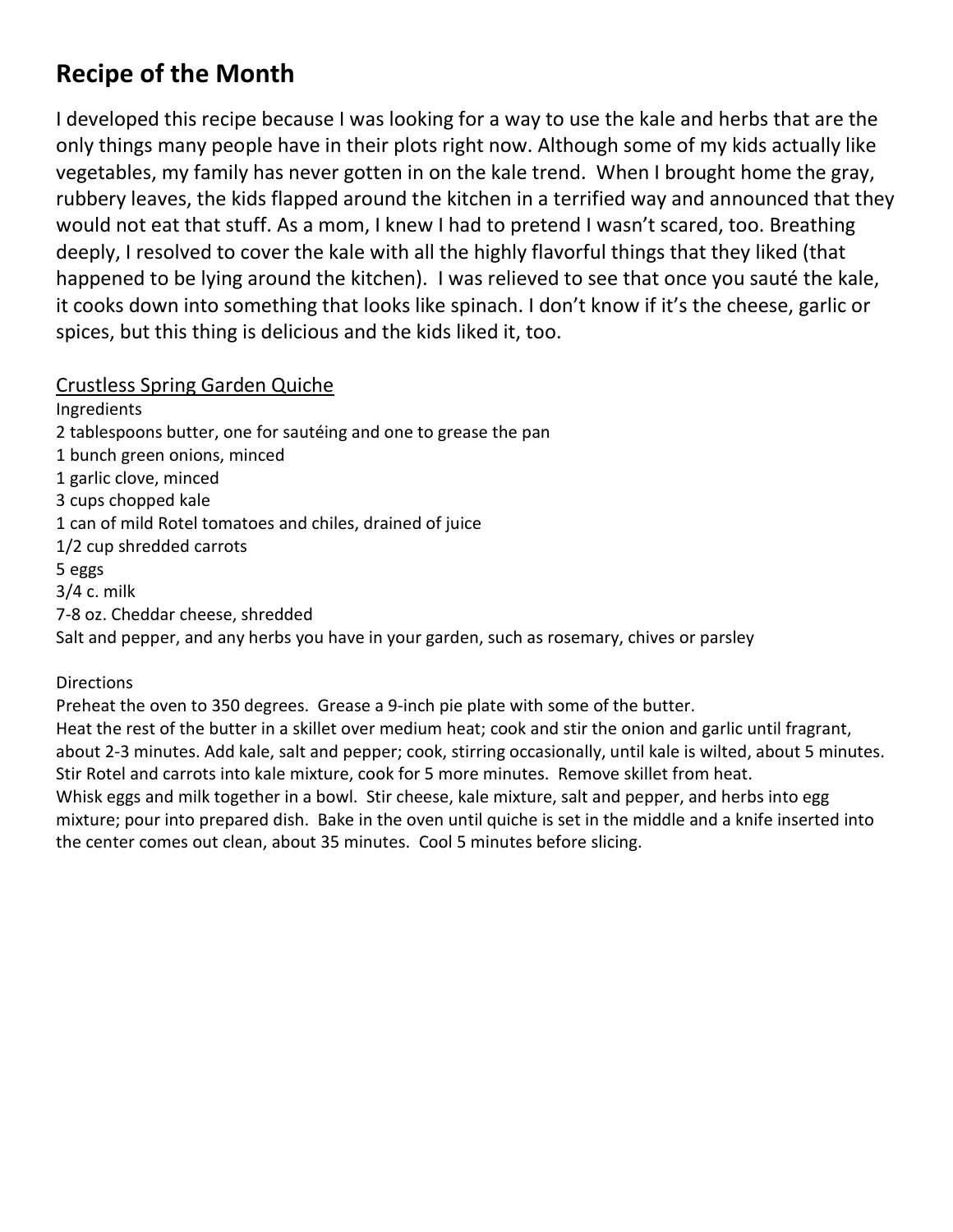## Recipe of the Month

I developed this recipe because I was looking for a way to use the kale and herbs that are the only things many people have in their plots right now. Although some of my kids actually like vegetables, my family has never gotten in on the kale trend. When I brought home the gray, rubbery leaves, the kids flapped around the kitchen in a terrified way and announced that they would not eat that stuff. As a mom, I knew I had to pretend I wasn't scared, too. Breathing deeply, I resolved to cover the kale with all the highly flavorful things that they liked (that happened to be lying around the kitchen). I was relieved to see that once you sauté the kale, it cooks down into something that looks like spinach. I don't know if it's the cheese, garlic or spices, but this thing is delicious and the kids liked it, too.

<u>Crustless Spring Garden Quiche</u>

Ingredients

2 tablespoons butter, one for sautéing and one to grease the pan
1 bunch green onions, minced
1 garlic clove, minced
3 cups chopped kale
1 can of mild Rotel tomatoes and chiles, drained of juice
1/2 cup shredded carrots
5 eggs
3/4 c. milk
7-8 oz. Cheddar cheese, shredded
Salt and pepper, and any herbs you have in your garden, such as rosemary, chives or parsley

Directions

Preheat the oven to 350 degrees. Grease a 9-inch pie plate with some of the butter.
Heat the rest of the butter in a skillet over medium heat; cook and stir the onion and garlic until fragrant, about 2-3 minutes. Add kale, salt and pepper; cook, stirring occasionally, until kale is wilted, about 5 minutes. Stir Rotel and carrots into kale mixture, cook for 5 more minutes. Remove skillet from heat.
Whisk eggs and milk together in a bowl. Stir cheese, kale mixture, salt and pepper, and herbs into egg mixture; pour into prepared dish. Bake in the oven until quiche is set in the middle and a knife inserted into the center comes out clean, about 35 minutes. Cool 5 minutes before slicing.